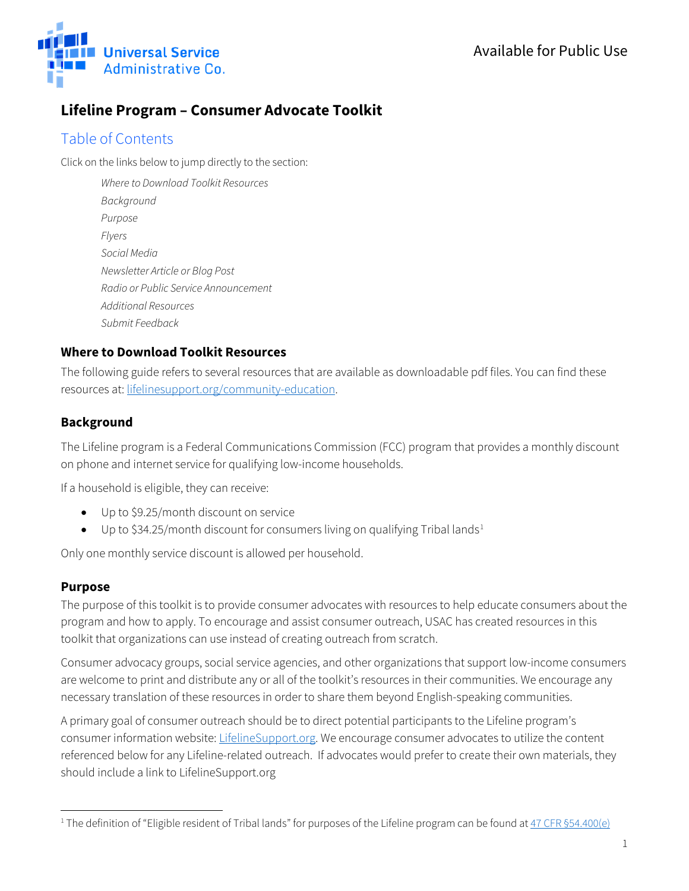Available for Public Use

# Lifeline Program – Consumer Advocate Toolkit

## Table of Contents

Click on the links below to jump directly to the section:

- *Where to Download Toolkit Resources*
- *Background*
- *Purpose*
- *Flyers*
- *Social Media*
- *Newsletter Article or Blog Post*
- *Radio or Public Service Announcement*
- *Additional Resources*
- *Submit Feedback*

### Where to Download Toolkit Resources

The following guide refers to several resources that are available as downloadable pdf files. You can find these resources at: lifelinesupport.org/community-education.

### Background

The Lifeline program is a Federal Communications Commission (FCC) program that provides a monthly discount on phone and internet service for qualifying low-income households.

If a household is eligible, they can receive:

- Up to $9.25/month discount on service
- Up to $34.25/month discount for consumers living on qualifying Tribal lands[1]

Only one monthly service discount is allowed per household.

### Purpose

The purpose of this toolkit is to provide consumer advocates with resources to help educate consumers about the program and how to apply. To encourage and assist consumer outreach, USAC has created resources in this toolkit that organizations can use instead of creating outreach from scratch.

Consumer advocacy groups, social service agencies, and other organizations that support low-income consumers are welcome to print and distribute any or all of the toolkit's resources in their communities. We encourage any necessary translation of these resources in order to share them beyond English-speaking communities.

A primary goal of consumer outreach should be to direct potential participants to the Lifeline program's consumer information website: LifelineSupport.org. We encourage consumer advocates to utilize the content referenced below for any Lifeline-related outreach. If advocates would prefer to create their own materials, they should include a link to LifelineSupport.org

[1] The definition of "Eligible resident of Tribal lands" for purposes of the Lifeline program can be found at 47 CFR §54.400(e)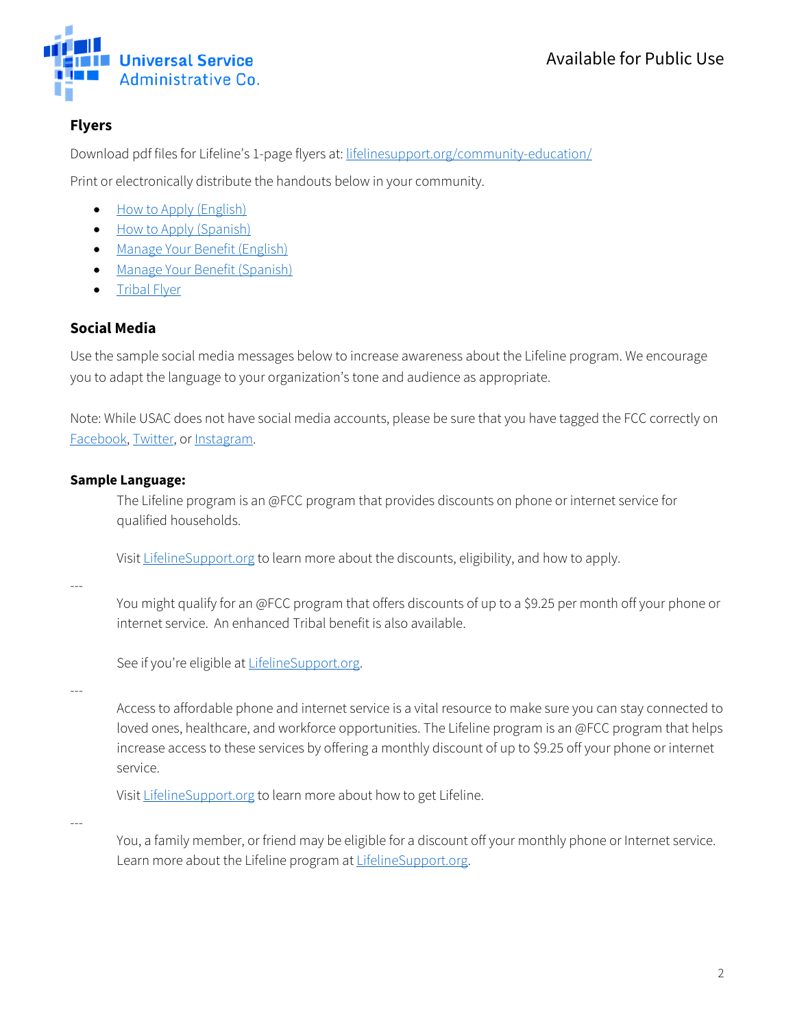## Flyers

Download pdf files for Lifeline's 1-page flyers at: lifelinesupport.org/community-education/

Print or electronically distribute the handouts below in your community.

- How to Apply (English)
- How to Apply (Spanish)
- Manage Your Benefit (English)
- Manage Your Benefit (Spanish)
- Tribal Flyer

## Social Media

Use the sample social media messages below to increase awareness about the Lifeline program. We encourage you to adapt the language to your organization's tone and audience as appropriate.

Note: While USAC does not have social media accounts, please be sure that you have tagged the FCC correctly on Facebook, Twitter, or Instagram.

### Sample Language:

> The Lifeline program is an @FCC program that provides discounts on phone or internet service for qualified households.
>
> Visit LifelineSupport.org to learn more about the discounts, eligibility, and how to apply.

---

> You might qualify for an @FCC program that offers discounts of up to a $9.25 per month off your phone or internet service. An enhanced Tribal benefit is also available.
>
> See if you're eligible at LifelineSupport.org.

---

> Access to affordable phone and internet service is a vital resource to make sure you can stay connected to loved ones, healthcare, and workforce opportunities. The Lifeline program is an @FCC program that helps increase access to these services by offering a monthly discount of up to $9.25 off your phone or internet service.
>
> Visit LifelineSupport.org to learn more about how to get Lifeline.

---

> You, a family member, or friend may be eligible for a discount off your monthly phone or Internet service. Learn more about the Lifeline program at LifelineSupport.org.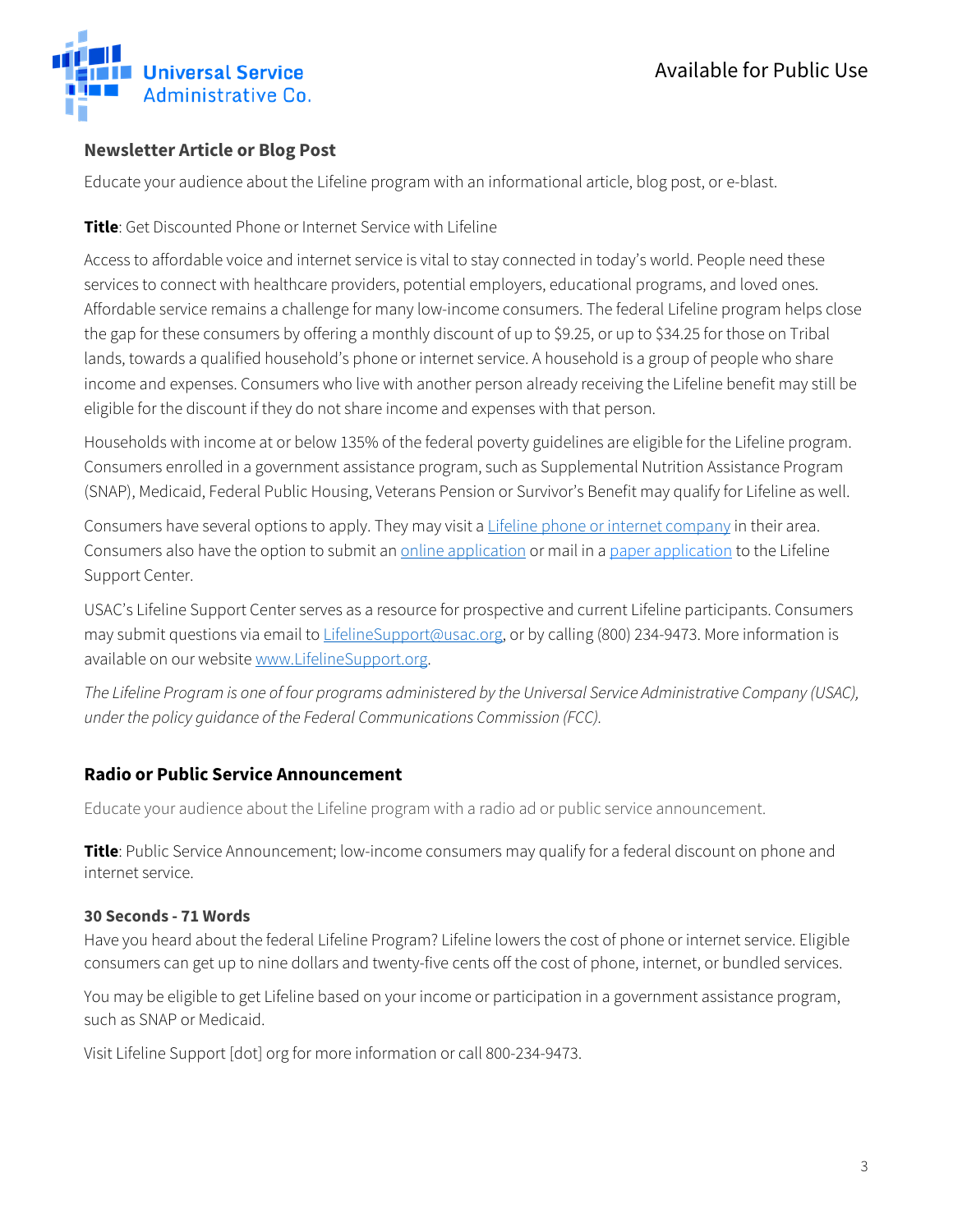## Newsletter Article or Blog Post

Educate your audience about the Lifeline program with an informational article, blog post, or e-blast.

**Title**: Get Discounted Phone or Internet Service with Lifeline

Access to affordable voice and internet service is vital to stay connected in today's world. People need these services to connect with healthcare providers, potential employers, educational programs, and loved ones. Affordable service remains a challenge for many low-income consumers. The federal Lifeline program helps close the gap for these consumers by offering a monthly discount of up to $9.25, or up to $34.25 for those on Tribal lands, towards a qualified household's phone or internet service. A household is a group of people who share income and expenses. Consumers who live with another person already receiving the Lifeline benefit may still be eligible for the discount if they do not share income and expenses with that person.

Households with income at or below 135% of the federal poverty guidelines are eligible for the Lifeline program. Consumers enrolled in a government assistance program, such as Supplemental Nutrition Assistance Program (SNAP), Medicaid, Federal Public Housing, Veterans Pension or Survivor's Benefit may qualify for Lifeline as well.

Consumers have several options to apply. They may visit a Lifeline phone or internet company in their area. Consumers also have the option to submit an online application or mail in a paper application to the Lifeline Support Center.

USAC's Lifeline Support Center serves as a resource for prospective and current Lifeline participants. Consumers may submit questions via email to LifelineSupport@usac.org, or by calling (800) 234-9473. More information is available on our website www.LifelineSupport.org.

*The Lifeline Program is one of four programs administered by the Universal Service Administrative Company (USAC), under the policy guidance of the Federal Communications Commission (FCC).*

## Radio or Public Service Announcement

Educate your audience about the Lifeline program with a radio ad or public service announcement.

**Title**: Public Service Announcement; low-income consumers may qualify for a federal discount on phone and internet service.

### 30 Seconds - 71 Words

Have you heard about the federal Lifeline Program? Lifeline lowers the cost of phone or internet service. Eligible consumers can get up to nine dollars and twenty-five cents off the cost of phone, internet, or bundled services.

You may be eligible to get Lifeline based on your income or participation in a government assistance program, such as SNAP or Medicaid.

Visit Lifeline Support [dot] org for more information or call 800-234-9473.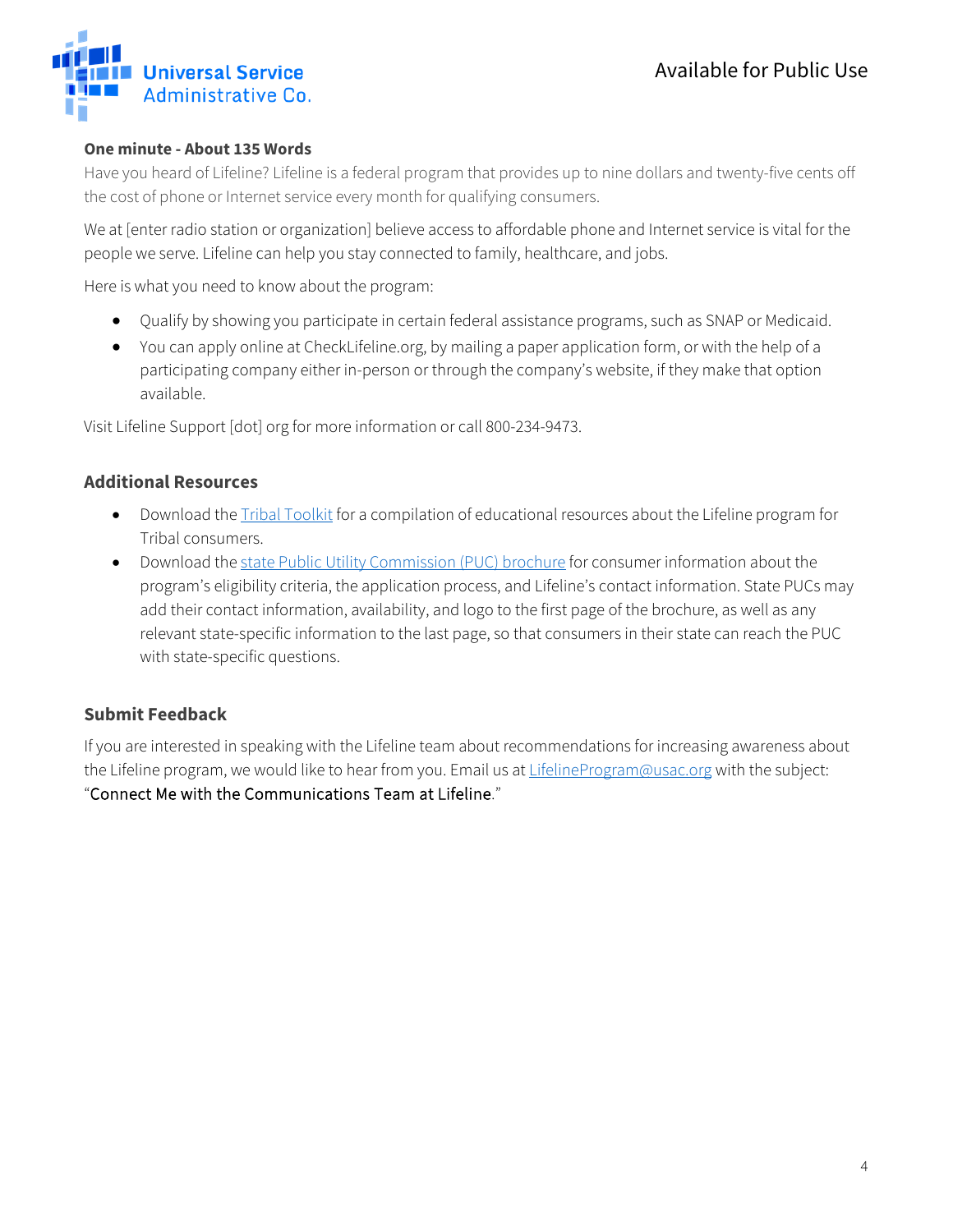**One minute - About 135 Words**

Have you heard of Lifeline? Lifeline is a federal program that provides up to nine dollars and twenty-five cents off the cost of phone or Internet service every month for qualifying consumers.

We at [enter radio station or organization] believe access to affordable phone and Internet service is vital for the people we serve. Lifeline can help you stay connected to family, healthcare, and jobs.

Here is what you need to know about the program:

- Qualify by showing you participate in certain federal assistance programs, such as SNAP or Medicaid.
- You can apply online at CheckLifeline.org, by mailing a paper application form, or with the help of a participating company either in-person or through the company's website, if they make that option available.

Visit Lifeline Support [dot] org for more information or call 800-234-9473.

## Additional Resources

- Download the Tribal Toolkit for a compilation of educational resources about the Lifeline program for Tribal consumers.
- Download the state Public Utility Commission (PUC) brochure for consumer information about the program's eligibility criteria, the application process, and Lifeline's contact information. State PUCs may add their contact information, availability, and logo to the first page of the brochure, as well as any relevant state-specific information to the last page, so that consumers in their state can reach the PUC with state-specific questions.

## Submit Feedback

If you are interested in speaking with the Lifeline team about recommendations for increasing awareness about the Lifeline program, we would like to hear from you. Email us at LifelineProgram@usac.org with the subject: "Connect Me with the Communications Team at Lifeline."